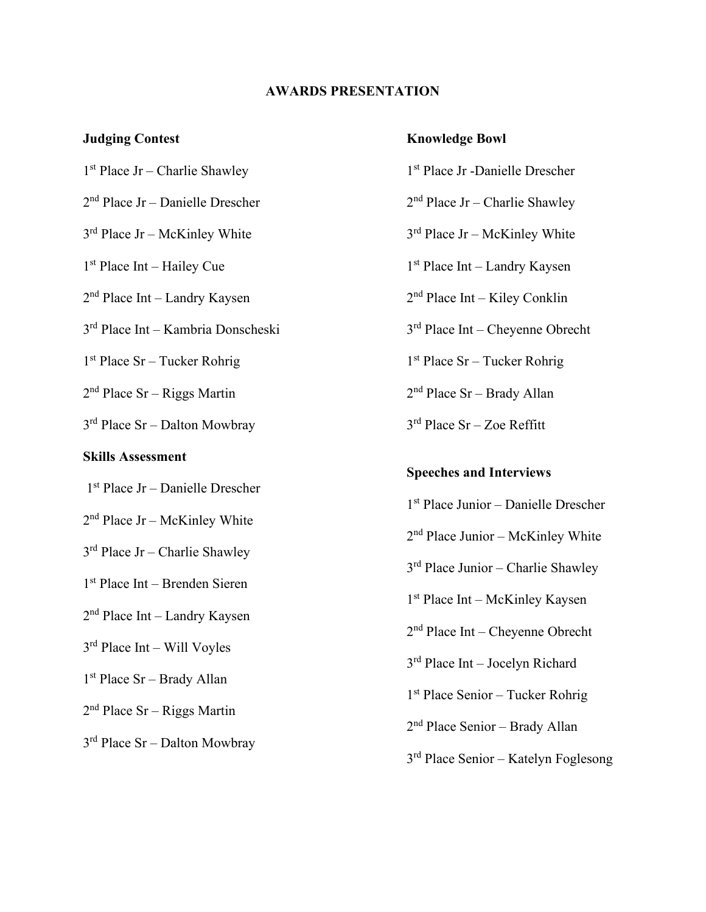**AWARDS PRESENTATION**

**Judging Contest**

1st Place Jr – Charlie Shawley

2nd Place Jr – Danielle Drescher

3rd Place Jr – McKinley White

1st Place Int – Hailey Cue

2nd Place Int – Landry Kaysen

3rd Place Int – Kambria Donscheski

1st Place Sr – Tucker Rohrig

2nd Place Sr – Riggs Martin

3rd Place Sr – Dalton Mowbray

**Skills Assessment**

1st Place Jr – Danielle Drescher

2nd Place Jr – McKinley White

3rd Place Jr – Charlie Shawley

1st Place Int – Brenden Sieren

2nd Place Int – Landry Kaysen

3rd Place Int – Will Voyles

1st Place Sr – Brady Allan

2nd Place Sr – Riggs Martin

3rd Place Sr – Dalton Mowbray

**Knowledge Bowl**

1st Place Jr -Danielle Drescher

2nd Place Jr – Charlie Shawley

3rd Place Jr – McKinley White

1st Place Int – Landry Kaysen

2nd Place Int – Kiley Conklin

3rd Place Int – Cheyenne Obrecht

1st Place Sr – Tucker Rohrig

2nd Place Sr – Brady Allan

3rd Place Sr – Zoe Reffitt

**Speeches and Interviews**

1st Place Junior – Danielle Drescher

2nd Place Junior – McKinley White

3rd Place Junior – Charlie Shawley

1st Place Int – McKinley Kaysen

2nd Place Int – Cheyenne Obrecht

3rd Place Int – Jocelyn Richard

1st Place Senior – Tucker Rohrig

2nd Place Senior – Brady Allan

3rd Place Senior – Katelyn Foglesong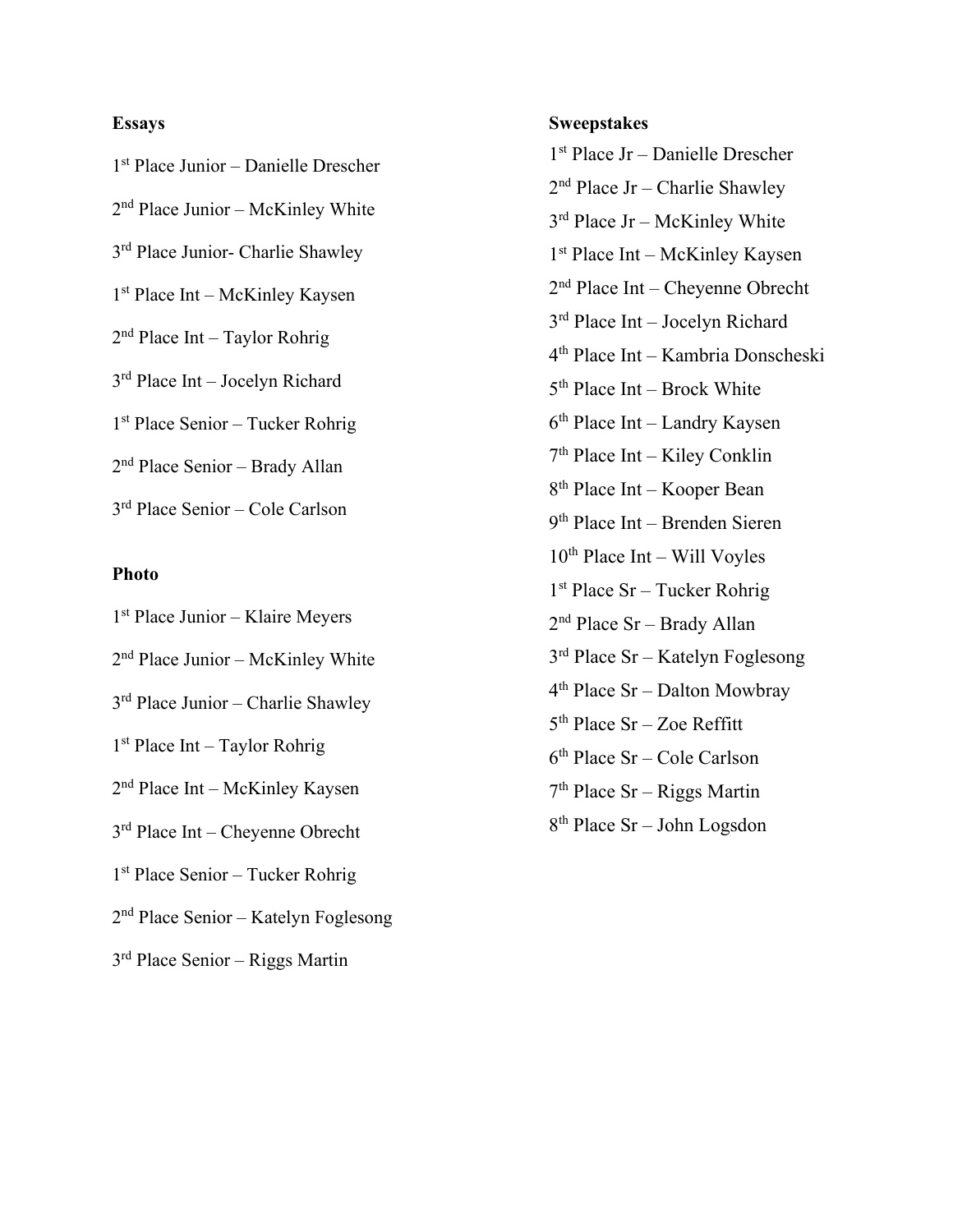**Essays**

1st Place Junior – Danielle Drescher

2nd Place Junior – McKinley White

3rd Place Junior- Charlie Shawley

1st Place Int – McKinley Kaysen

2nd Place Int – Taylor Rohrig

3rd Place Int – Jocelyn Richard

1st Place Senior – Tucker Rohrig

2nd Place Senior – Brady Allan

3rd Place Senior – Cole Carlson

**Photo**

1st Place Junior – Klaire Meyers

2nd Place Junior – McKinley White

3rd Place Junior – Charlie Shawley

1st Place Int – Taylor Rohrig

2nd Place Int – McKinley Kaysen

3rd Place Int – Cheyenne Obrecht

1st Place Senior – Tucker Rohrig

2nd Place Senior – Katelyn Foglesong

3rd Place Senior – Riggs Martin

**Sweepstakes**

1st Place Jr – Danielle Drescher

2nd Place Jr – Charlie Shawley

3rd Place Jr – McKinley White

1st Place Int – McKinley Kaysen

2nd Place Int – Cheyenne Obrecht

3rd Place Int – Jocelyn Richard

4th Place Int – Kambria Donscheski

5th Place Int – Brock White

6th Place Int – Landry Kaysen

7th Place Int – Kiley Conklin

8th Place Int – Kooper Bean

9th Place Int – Brenden Sieren

10th Place Int – Will Voyles

1st Place Sr – Tucker Rohrig

2nd Place Sr – Brady Allan

3rd Place Sr – Katelyn Foglesong

4th Place Sr – Dalton Mowbray

5th Place Sr – Zoe Reffitt

6th Place Sr – Cole Carlson

7th Place Sr – Riggs Martin

8th Place Sr – John Logsdon